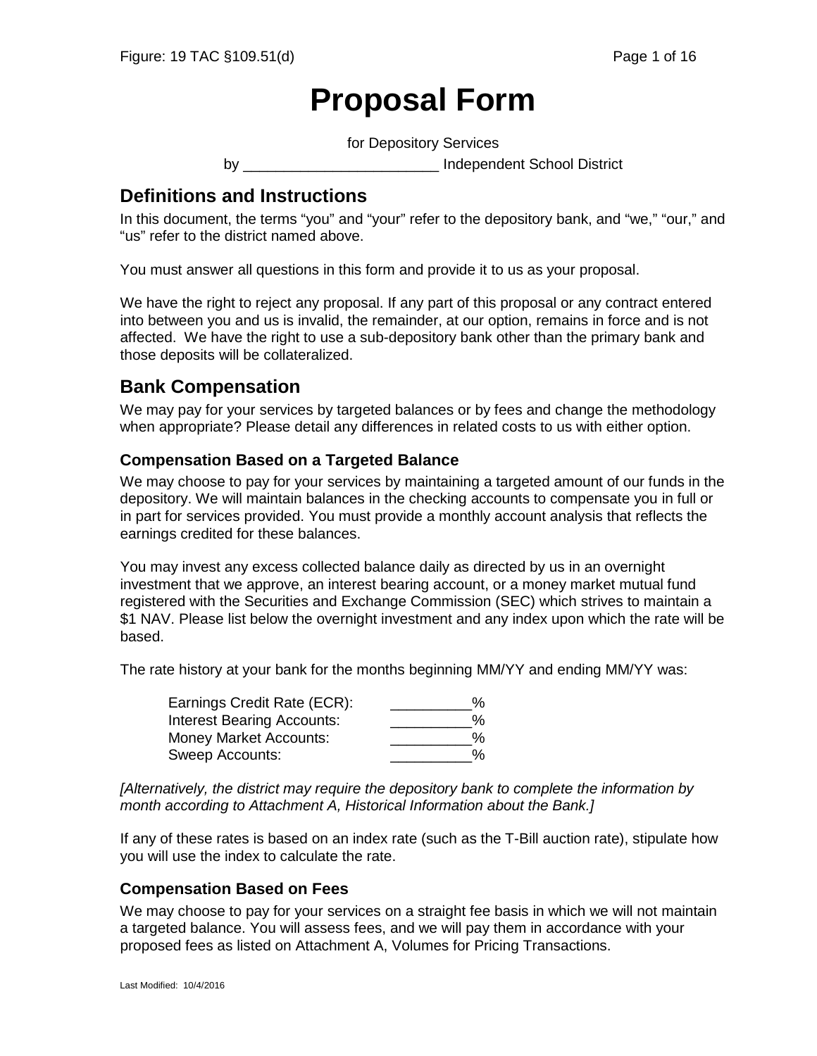# Proposal Form

for Depository Services

by _______________________ Independent School District

## Definitions and Instructions

In this document, the terms “you” and “your” refer to the depository bank, and “we,” “our,” and “us” refer to the district named above.

You must answer all questions in this form and provide it to us as your proposal.

We have the right to reject any proposal. If any part of this proposal or any contract entered into between you and us is invalid, the remainder, at our option, remains in force and is not affected. We have the right to use a sub-depository bank other than the primary bank and those deposits will be collateralized.

## Bank Compensation

We may pay for your services by targeted balances or by fees and change the methodology when appropriate? Please detail any differences in related costs to us with either option.

### Compensation Based on a Targeted Balance

We may choose to pay for your services by maintaining a targeted amount of our funds in the depository. We will maintain balances in the checking accounts to compensate you in full or in part for services provided. You must provide a monthly account analysis that reflects the earnings credited for these balances.

You may invest any excess collected balance daily as directed by us in an overnight investment that we approve, an interest bearing account, or a money market mutual fund registered with the Securities and Exchange Commission (SEC) which strives to maintain a $1 NAV. Please list below the overnight investment and any index upon which the rate will be based.

The rate history at your bank for the months beginning MM/YY and ending MM/YY was:

| | |
|---|---|
| Earnings Credit Rate (ECR): | __________% |
| Interest Bearing Accounts: | __________% |
| Money Market Accounts: | __________% |
| Sweep Accounts: | __________% |

*[Alternatively, the district may require the depository bank to complete the information by month according to Attachment A, Historical Information about the Bank.]*

If any of these rates is based on an index rate (such as the T-Bill auction rate), stipulate how you will use the index to calculate the rate.

### Compensation Based on Fees

We may choose to pay for your services on a straight fee basis in which we will not maintain a targeted balance. You will assess fees, and we will pay them in accordance with your proposed fees as listed on Attachment A, Volumes for Pricing Transactions.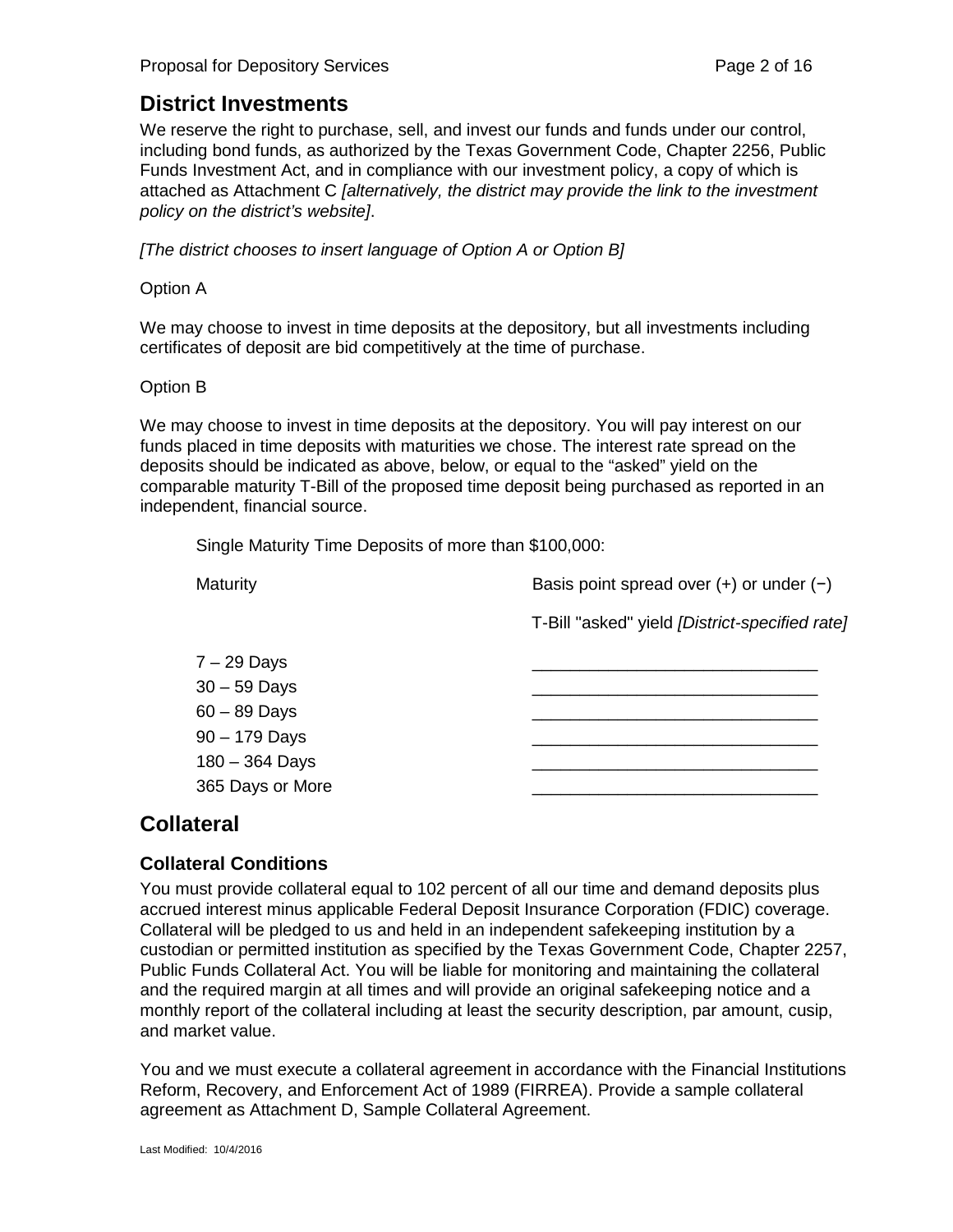## District Investments

We reserve the right to purchase, sell, and invest our funds and funds under our control, including bond funds, as authorized by the Texas Government Code, Chapter 2256, Public Funds Investment Act, and in compliance with our investment policy, a copy of which is attached as Attachment C *[alternatively, the district may provide the link to the investment policy on the district's website]*.

*[The district chooses to insert language of Option A or Option B]*

Option A

We may choose to invest in time deposits at the depository, but all investments including certificates of deposit are bid competitively at the time of purchase.

Option B

We may choose to invest in time deposits at the depository. You will pay interest on our funds placed in time deposits with maturities we chose. The interest rate spread on the deposits should be indicated as above, below, or equal to the "asked" yield on the comparable maturity T-Bill of the proposed time deposit being purchased as reported in an independent, financial source.

Single Maturity Time Deposits of more than $100,000:

| Maturity | Basis point spread over (+) or under (−) T-Bill "asked" yield *[District-specified rate]* |
|---|---|
| 7 – 29 Days | ______________________________ |
| 30 – 59 Days | ______________________________ |
| 60 – 89 Days | ______________________________ |
| 90 – 179 Days | ______________________________ |
| 180 – 364 Days | ______________________________ |
| 365 Days or More | ______________________________ |

## Collateral

### Collateral Conditions

You must provide collateral equal to 102 percent of all our time and demand deposits plus accrued interest minus applicable Federal Deposit Insurance Corporation (FDIC) coverage. Collateral will be pledged to us and held in an independent safekeeping institution by a custodian or permitted institution as specified by the Texas Government Code, Chapter 2257, Public Funds Collateral Act. You will be liable for monitoring and maintaining the collateral and the required margin at all times and will provide an original safekeeping notice and a monthly report of the collateral including at least the security description, par amount, cusip, and market value.

You and we must execute a collateral agreement in accordance with the Financial Institutions Reform, Recovery, and Enforcement Act of 1989 (FIRREA). Provide a sample collateral agreement as Attachment D, Sample Collateral Agreement.

Last Modified: 10/4/2016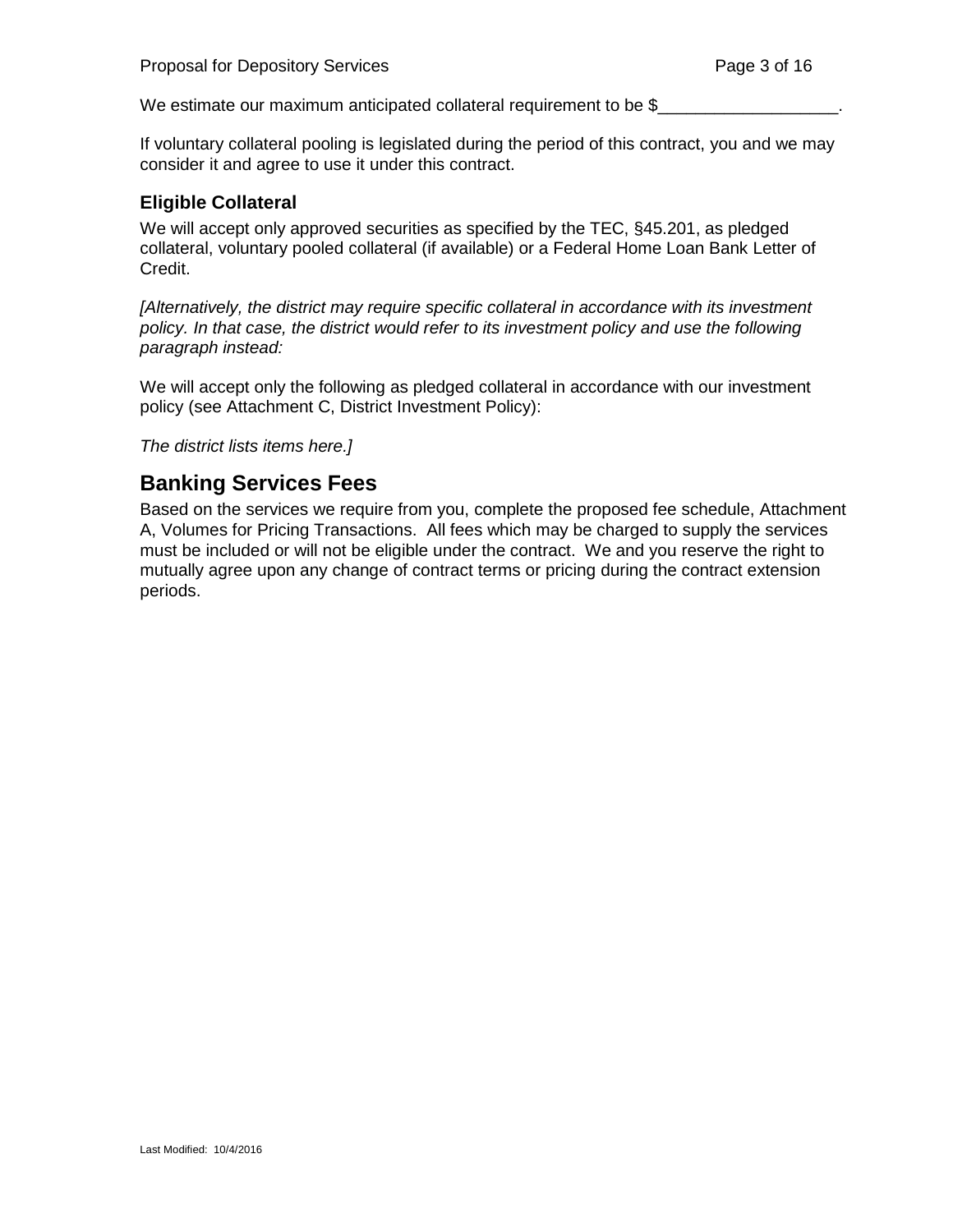We estimate our maximum anticipated collateral requirement to be $__________________.

If voluntary collateral pooling is legislated during the period of this contract, you and we may consider it and agree to use it under this contract.

### Eligible Collateral

We will accept only approved securities as specified by the TEC, §45.201, as pledged collateral, voluntary pooled collateral (if available) or a Federal Home Loan Bank Letter of Credit.

*[Alternatively, the district may require specific collateral in accordance with its investment policy. In that case, the district would refer to its investment policy and use the following paragraph instead:*

We will accept only the following as pledged collateral in accordance with our investment policy (see Attachment C, District Investment Policy):

*The district lists items here.]*

## Banking Services Fees

Based on the services we require from you, complete the proposed fee schedule, Attachment A, Volumes for Pricing Transactions. All fees which may be charged to supply the services must be included or will not be eligible under the contract. We and you reserve the right to mutually agree upon any change of contract terms or pricing during the contract extension periods.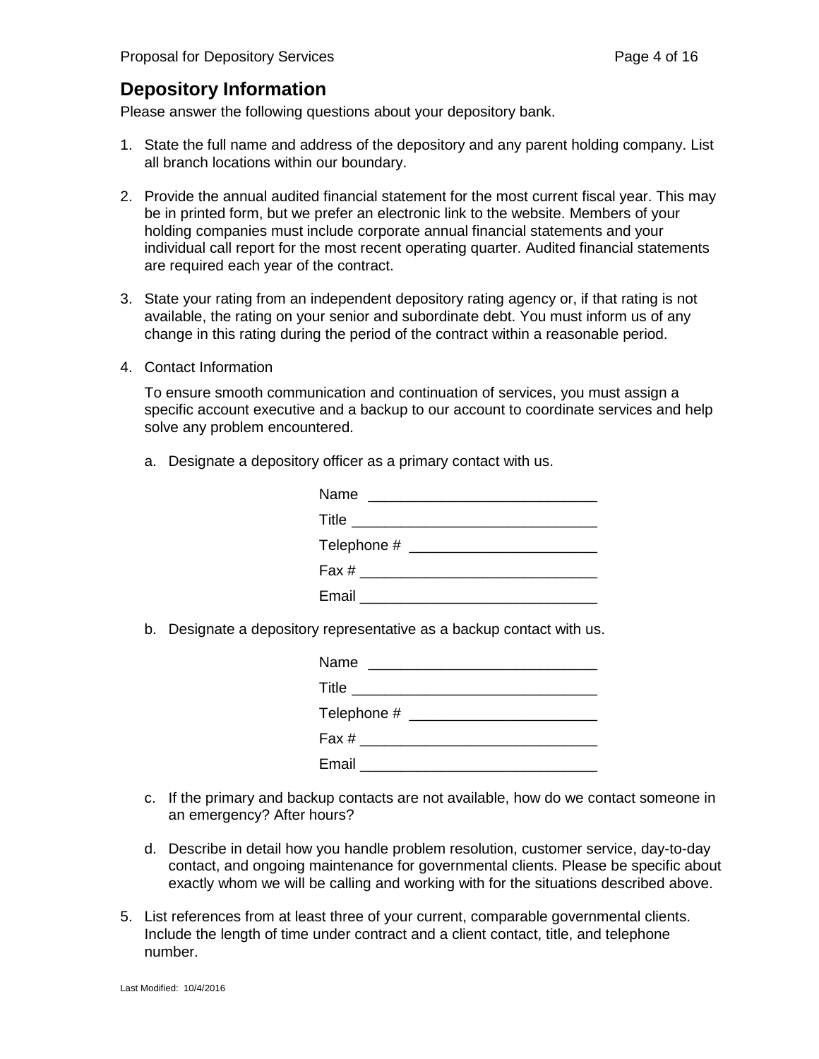## Depository Information

Please answer the following questions about your depository bank.

1. State the full name and address of the depository and any parent holding company. List all branch locations within our boundary.

2. Provide the annual audited financial statement for the most current fiscal year. This may be in printed form, but we prefer an electronic link to the website. Members of your holding companies must include corporate annual financial statements and your individual call report for the most recent operating quarter. Audited financial statements are required each year of the contract.

3. State your rating from an independent depository rating agency or, if that rating is not available, the rating on your senior and subordinate debt. You must inform us of any change in this rating during the period of the contract within a reasonable period.

4. Contact Information

   To ensure smooth communication and continuation of services, you must assign a specific account executive and a backup to our account to coordinate services and help solve any problem encountered.

   a. Designate a depository officer as a primary contact with us.

      Name ___________________________

      Title _____________________________

      Telephone # ______________________

      Fax # ____________________________

      Email ____________________________

   b. Designate a depository representative as a backup contact with us.

      Name ___________________________

      Title _____________________________

      Telephone # ______________________

      Fax # ____________________________

      Email ____________________________

   c. If the primary and backup contacts are not available, how do we contact someone in an emergency? After hours?

   d. Describe in detail how you handle problem resolution, customer service, day-to-day contact, and ongoing maintenance for governmental clients. Please be specific about exactly whom we will be calling and working with for the situations described above.

5. List references from at least three of your current, comparable governmental clients. Include the length of time under contract and a client contact, title, and telephone number.

Last Modified: 10/4/2016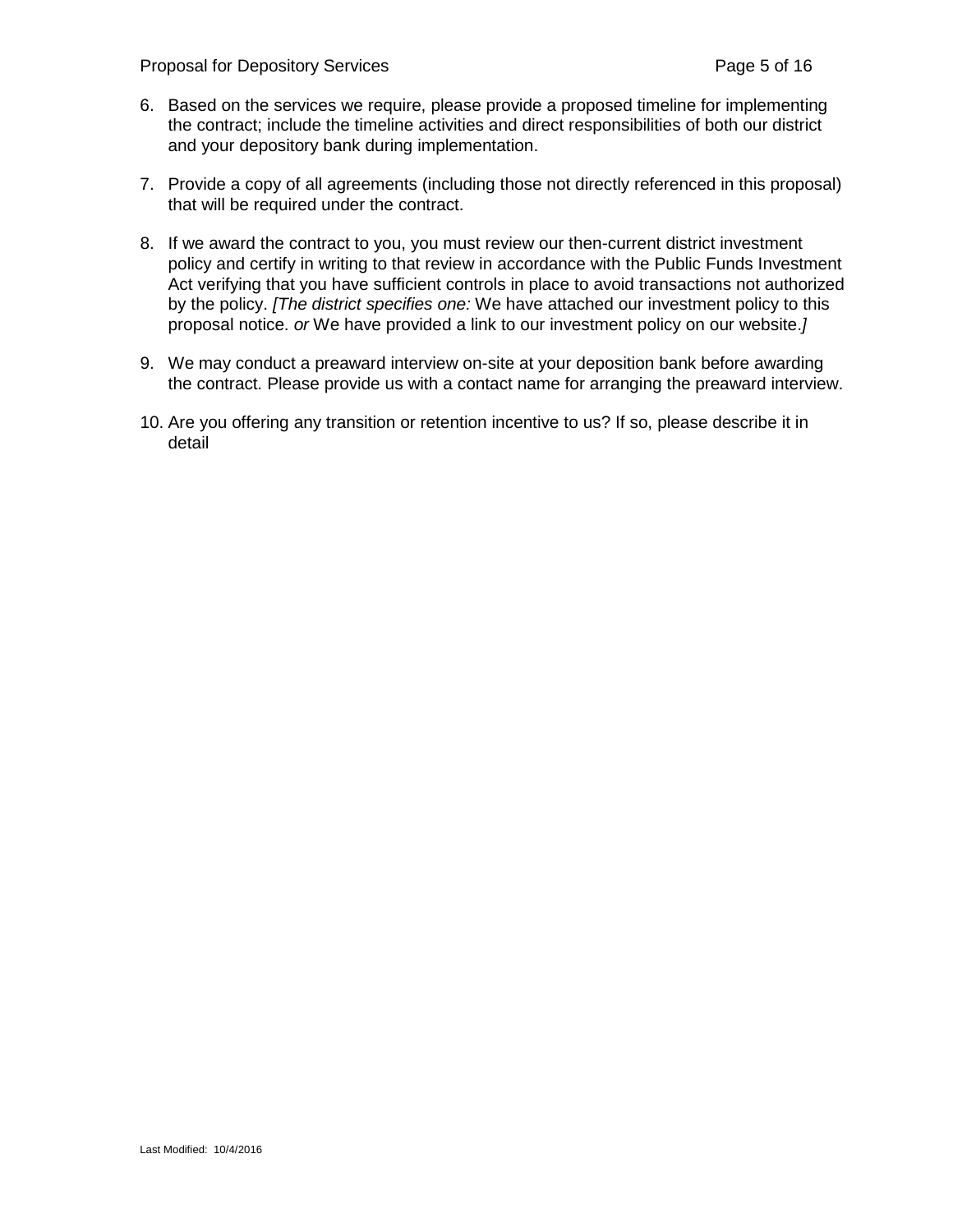6. Based on the services we require, please provide a proposed timeline for implementing the contract; include the timeline activities and direct responsibilities of both our district and your depository bank during implementation.

7. Provide a copy of all agreements (including those not directly referenced in this proposal) that will be required under the contract.

8. If we award the contract to you, you must review our then-current district investment policy and certify in writing to that review in accordance with the Public Funds Investment Act verifying that you have sufficient controls in place to avoid transactions not authorized by the policy. *[The district specifies one:* We have attached our investment policy to this proposal notice. *or* We have provided a link to our investment policy on our website.*]*

9. We may conduct a preaward interview on-site at your deposition bank before awarding the contract. Please provide us with a contact name for arranging the preaward interview.

10. Are you offering any transition or retention incentive to us? If so, please describe it in detail

Last Modified: 10/4/2016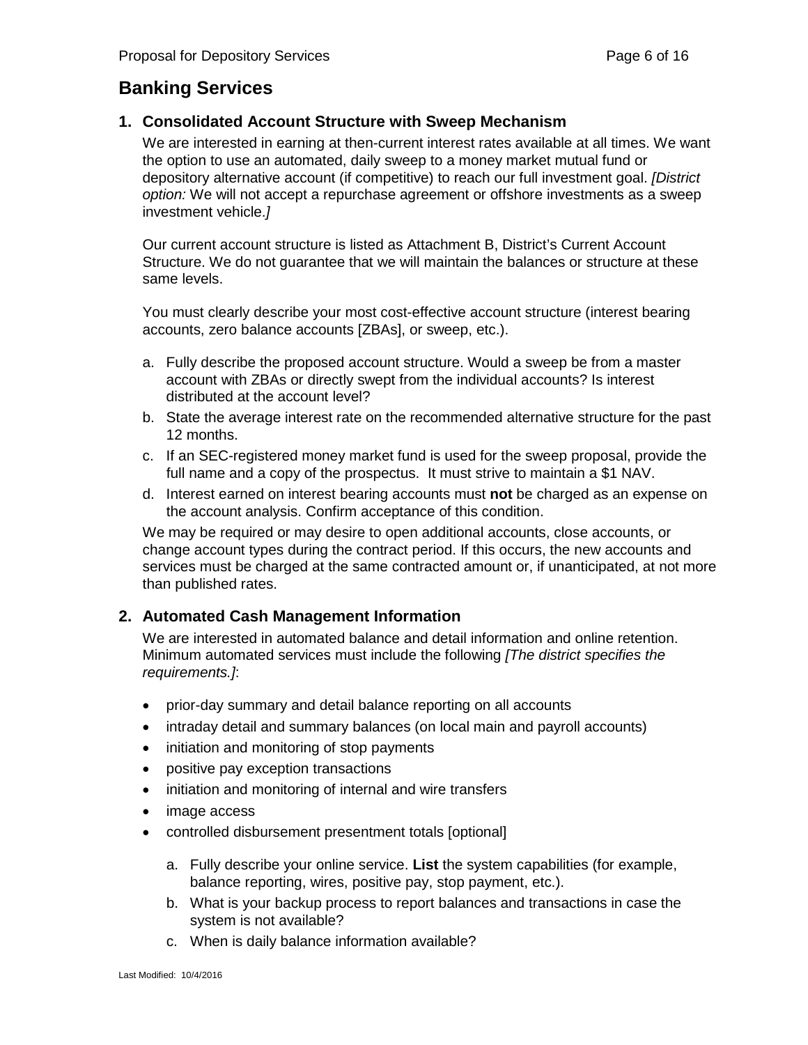## Banking Services

### 1. Consolidated Account Structure with Sweep Mechanism

We are interested in earning at then-current interest rates available at all times. We want the option to use an automated, daily sweep to a money market mutual fund or depository alternative account (if competitive) to reach our full investment goal. *[District option:* We will not accept a repurchase agreement or offshore investments as a sweep investment vehicle.*]*

Our current account structure is listed as Attachment B, District's Current Account Structure. We do not guarantee that we will maintain the balances or structure at these same levels.

You must clearly describe your most cost-effective account structure (interest bearing accounts, zero balance accounts [ZBAs], or sweep, etc.).

a. Fully describe the proposed account structure. Would a sweep be from a master account with ZBAs or directly swept from the individual accounts? Is interest distributed at the account level?

b. State the average interest rate on the recommended alternative structure for the past 12 months.

c. If an SEC-registered money market fund is used for the sweep proposal, provide the full name and a copy of the prospectus. It must strive to maintain a $1 NAV.

d. Interest earned on interest bearing accounts must **not** be charged as an expense on the account analysis. Confirm acceptance of this condition.

We may be required or may desire to open additional accounts, close accounts, or change account types during the contract period. If this occurs, the new accounts and services must be charged at the same contracted amount or, if unanticipated, at not more than published rates.

### 2. Automated Cash Management Information

We are interested in automated balance and detail information and online retention. Minimum automated services must include the following *[The district specifies the requirements.]*:

- prior-day summary and detail balance reporting on all accounts
- intraday detail and summary balances (on local main and payroll accounts)
- initiation and monitoring of stop payments
- positive pay exception transactions
- initiation and monitoring of internal and wire transfers
- image access
- controlled disbursement presentment totals [optional]

a. Fully describe your online service. **List** the system capabilities (for example, balance reporting, wires, positive pay, stop payment, etc.).

b. What is your backup process to report balances and transactions in case the system is not available?

c. When is daily balance information available?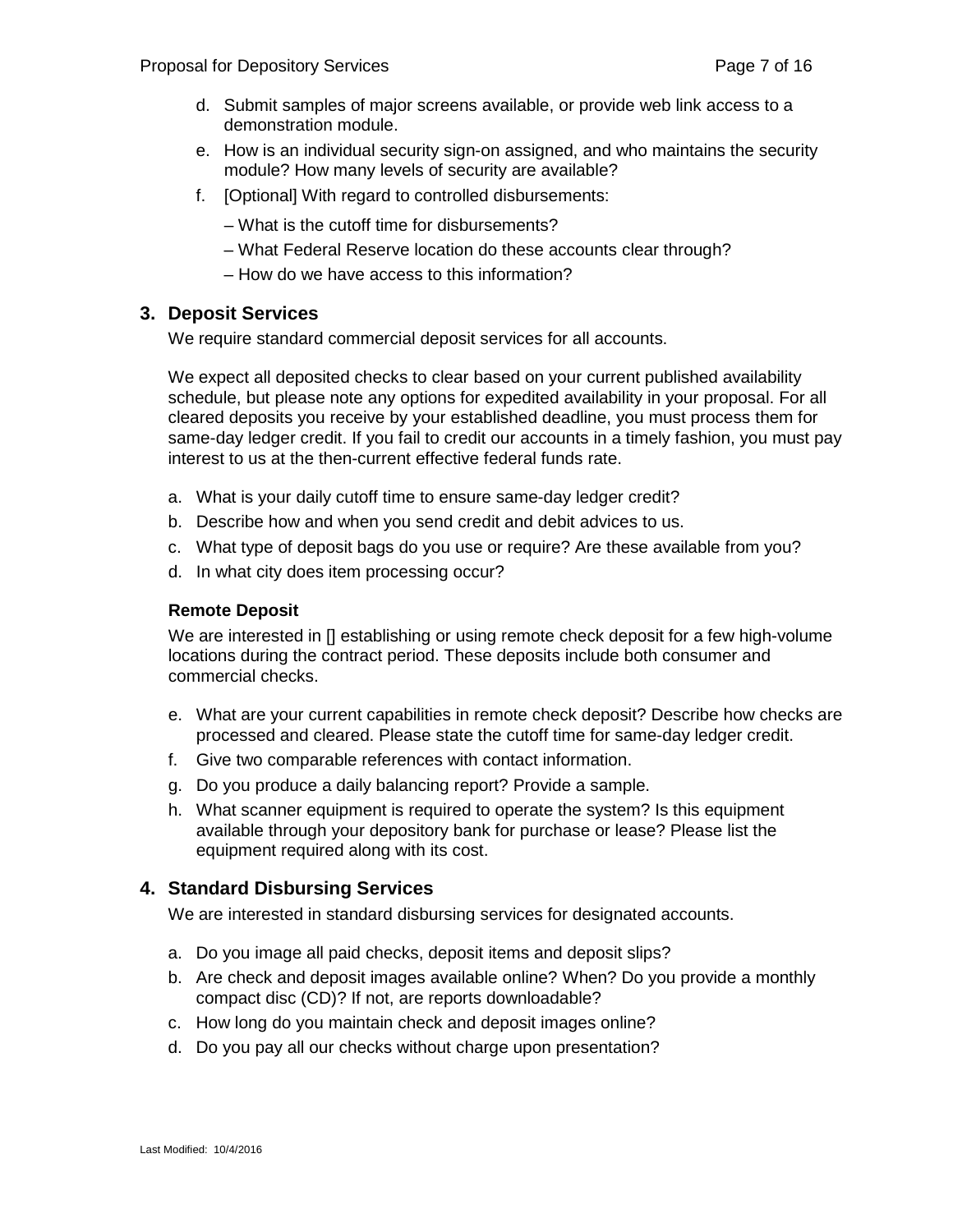d. Submit samples of major screens available, or provide web link access to a demonstration module.

e. How is an individual security sign-on assigned, and who maintains the security module? How many levels of security are available?

f. [Optional] With regard to controlled disbursements:

   – What is the cutoff time for disbursements?

   – What Federal Reserve location do these accounts clear through?

   – How do we have access to this information?

## 3. Deposit Services

We require standard commercial deposit services for all accounts.

We expect all deposited checks to clear based on your current published availability schedule, but please note any options for expedited availability in your proposal. For all cleared deposits you receive by your established deadline, you must process them for same-day ledger credit. If you fail to credit our accounts in a timely fashion, you must pay interest to us at the then-current effective federal funds rate.

a. What is your daily cutoff time to ensure same-day ledger credit?

b. Describe how and when you send credit and debit advices to us.

c. What type of deposit bags do you use or require? Are these available from you?

d. In what city does item processing occur?

**Remote Deposit**

We are interested in [] establishing or using remote check deposit for a few high-volume locations during the contract period. These deposits include both consumer and commercial checks.

e. What are your current capabilities in remote check deposit? Describe how checks are processed and cleared. Please state the cutoff time for same-day ledger credit.

f. Give two comparable references with contact information.

g. Do you produce a daily balancing report? Provide a sample.

h. What scanner equipment is required to operate the system? Is this equipment available through your depository bank for purchase or lease? Please list the equipment required along with its cost.

## 4. Standard Disbursing Services

We are interested in standard disbursing services for designated accounts.

a. Do you image all paid checks, deposit items and deposit slips?

b. Are check and deposit images available online? When? Do you provide a monthly compact disc (CD)? If not, are reports downloadable?

c. How long do you maintain check and deposit images online?

d. Do you pay all our checks without charge upon presentation?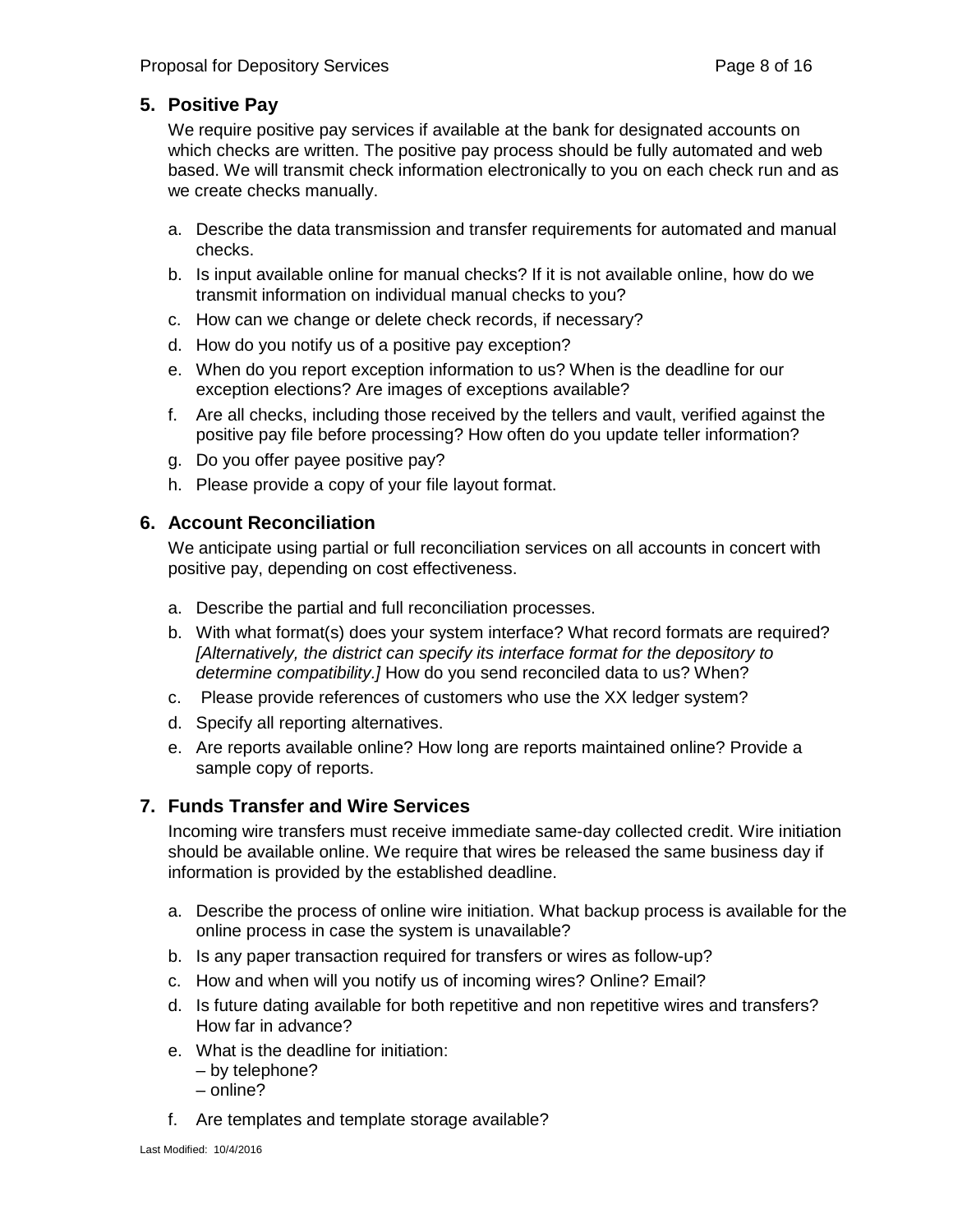## 5. Positive Pay

We require positive pay services if available at the bank for designated accounts on which checks are written. The positive pay process should be fully automated and web based. We will transmit check information electronically to you on each check run and as we create checks manually.

a. Describe the data transmission and transfer requirements for automated and manual checks.
b. Is input available online for manual checks? If it is not available online, how do we transmit information on individual manual checks to you?
c. How can we change or delete check records, if necessary?
d. How do you notify us of a positive pay exception?
e. When do you report exception information to us? When is the deadline for our exception elections? Are images of exceptions available?
f. Are all checks, including those received by the tellers and vault, verified against the positive pay file before processing? How often do you update teller information?
g. Do you offer payee positive pay?
h. Please provide a copy of your file layout format.

## 6. Account Reconciliation

We anticipate using partial or full reconciliation services on all accounts in concert with positive pay, depending on cost effectiveness.

a. Describe the partial and full reconciliation processes.
b. With what format(s) does your system interface? What record formats are required? *[Alternatively, the district can specify its interface format for the depository to determine compatibility.]* How do you send reconciled data to us? When?
c. Please provide references of customers who use the XX ledger system?
d. Specify all reporting alternatives.
e. Are reports available online? How long are reports maintained online? Provide a sample copy of reports.

## 7. Funds Transfer and Wire Services

Incoming wire transfers must receive immediate same-day collected credit. Wire initiation should be available online. We require that wires be released the same business day if information is provided by the established deadline.

a. Describe the process of online wire initiation. What backup process is available for the online process in case the system is unavailable?
b. Is any paper transaction required for transfers or wires as follow-up?
c. How and when will you notify us of incoming wires? Online? Email?
d. Is future dating available for both repetitive and non repetitive wires and transfers? How far in advance?
e. What is the deadline for initiation:
   – by telephone?
   – online?
f. Are templates and template storage available?

Last Modified: 10/4/2016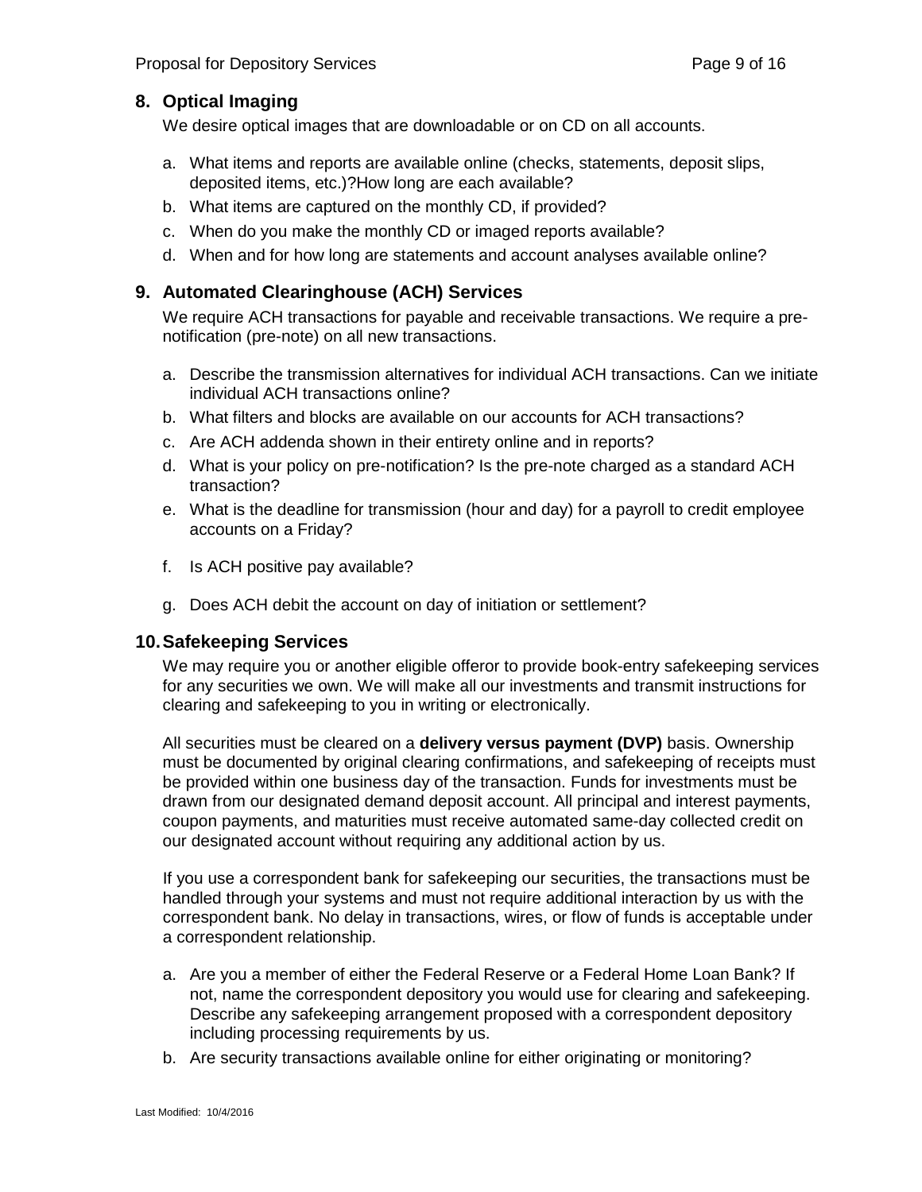## 8. Optical Imaging

We desire optical images that are downloadable or on CD on all accounts.

a. What items and reports are available online (checks, statements, deposit slips, deposited items, etc.)?How long are each available?
b. What items are captured on the monthly CD, if provided?
c. When do you make the monthly CD or imaged reports available?
d. When and for how long are statements and account analyses available online?

## 9. Automated Clearinghouse (ACH) Services

We require ACH transactions for payable and receivable transactions. We require a pre-notification (pre-note) on all new transactions.

a. Describe the transmission alternatives for individual ACH transactions. Can we initiate individual ACH transactions online?
b. What filters and blocks are available on our accounts for ACH transactions?
c. Are ACH addenda shown in their entirety online and in reports?
d. What is your policy on pre-notification? Is the pre-note charged as a standard ACH transaction?
e. What is the deadline for transmission (hour and day) for a payroll to credit employee accounts on a Friday?
f. Is ACH positive pay available?
g. Does ACH debit the account on day of initiation or settlement?

## 10. Safekeeping Services

We may require you or another eligible offeror to provide book-entry safekeeping services for any securities we own. We will make all our investments and transmit instructions for clearing and safekeeping to you in writing or electronically.

All securities must be cleared on a **delivery versus payment (DVP)** basis. Ownership must be documented by original clearing confirmations, and safekeeping of receipts must be provided within one business day of the transaction. Funds for investments must be drawn from our designated demand deposit account. All principal and interest payments, coupon payments, and maturities must receive automated same-day collected credit on our designated account without requiring any additional action by us.

If you use a correspondent bank for safekeeping our securities, the transactions must be handled through your systems and must not require additional interaction by us with the correspondent bank. No delay in transactions, wires, or flow of funds is acceptable under a correspondent relationship.

a. Are you a member of either the Federal Reserve or a Federal Home Loan Bank? If not, name the correspondent depository you would use for clearing and safekeeping. Describe any safekeeping arrangement proposed with a correspondent depository including processing requirements by us.
b. Are security transactions available online for either originating or monitoring?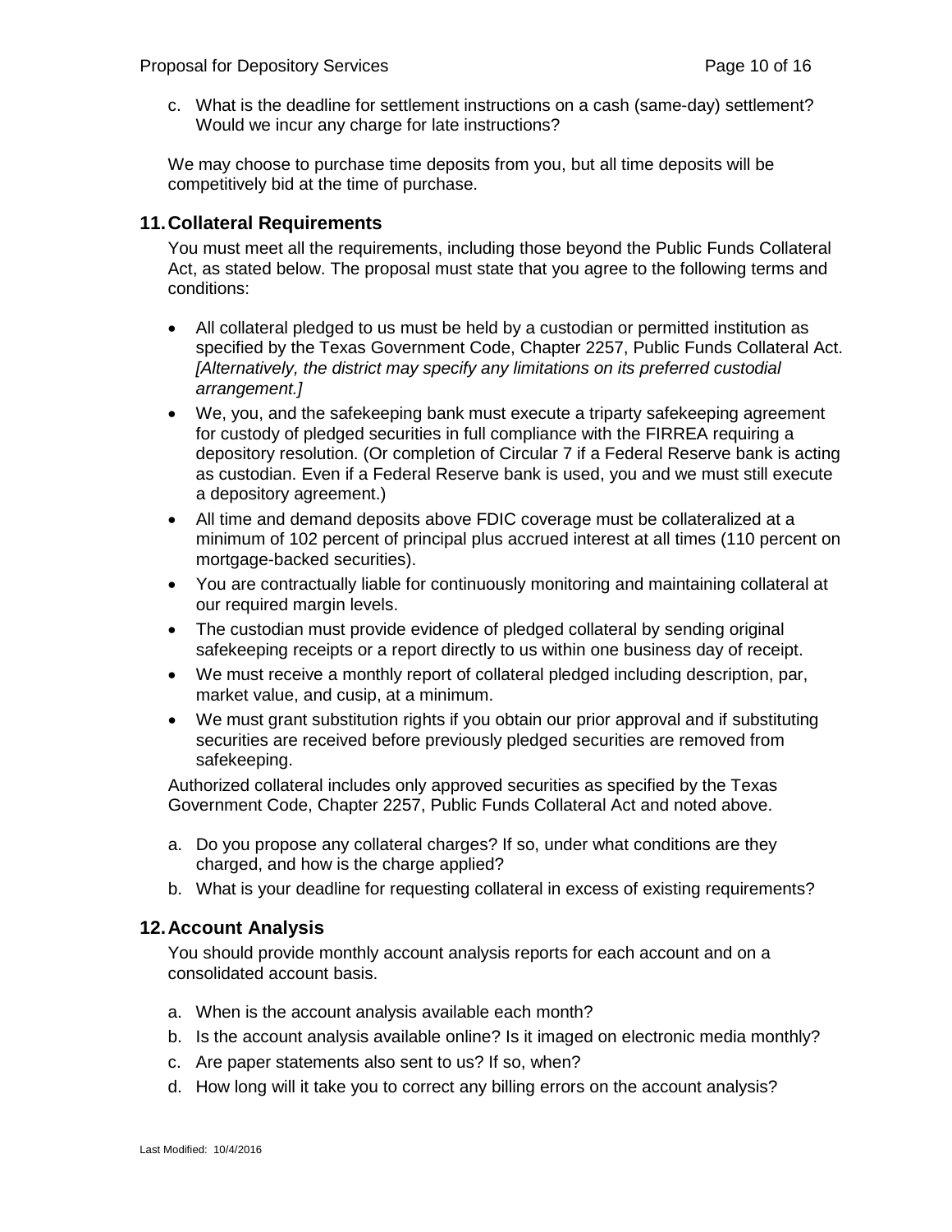c. What is the deadline for settlement instructions on a cash (same-day) settlement? Would we incur any charge for late instructions?

We may choose to purchase time deposits from you, but all time deposits will be competitively bid at the time of purchase.

## 11. Collateral Requirements

You must meet all the requirements, including those beyond the Public Funds Collateral Act, as stated below. The proposal must state that you agree to the following terms and conditions:

- All collateral pledged to us must be held by a custodian or permitted institution as specified by the Texas Government Code, Chapter 2257, Public Funds Collateral Act. *[Alternatively, the district may specify any limitations on its preferred custodial arrangement.]*
- We, you, and the safekeeping bank must execute a triparty safekeeping agreement for custody of pledged securities in full compliance with the FIRREA requiring a depository resolution. (Or completion of Circular 7 if a Federal Reserve bank is acting as custodian. Even if a Federal Reserve bank is used, you and we must still execute a depository agreement.)
- All time and demand deposits above FDIC coverage must be collateralized at a minimum of 102 percent of principal plus accrued interest at all times (110 percent on mortgage-backed securities).
- You are contractually liable for continuously monitoring and maintaining collateral at our required margin levels.
- The custodian must provide evidence of pledged collateral by sending original safekeeping receipts or a report directly to us within one business day of receipt.
- We must receive a monthly report of collateral pledged including description, par, market value, and cusip, at a minimum.
- We must grant substitution rights if you obtain our prior approval and if substituting securities are received before previously pledged securities are removed from safekeeping.

Authorized collateral includes only approved securities as specified by the Texas Government Code, Chapter 2257, Public Funds Collateral Act and noted above.

a. Do you propose any collateral charges? If so, under what conditions are they charged, and how is the charge applied?
b. What is your deadline for requesting collateral in excess of existing requirements?

## 12. Account Analysis

You should provide monthly account analysis reports for each account and on a consolidated account basis.

a. When is the account analysis available each month?
b. Is the account analysis available online? Is it imaged on electronic media monthly?
c. Are paper statements also sent to us? If so, when?
d. How long will it take you to correct any billing errors on the account analysis?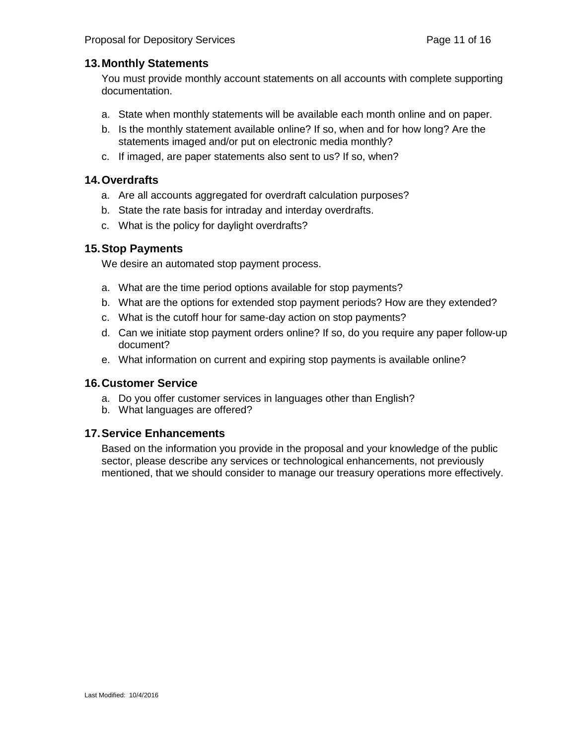## 13. Monthly Statements

You must provide monthly account statements on all accounts with complete supporting documentation.

a. State when monthly statements will be available each month online and on paper.
b. Is the monthly statement available online? If so, when and for how long? Are the statements imaged and/or put on electronic media monthly?
c. If imaged, are paper statements also sent to us? If so, when?

## 14. Overdrafts

a. Are all accounts aggregated for overdraft calculation purposes?
b. State the rate basis for intraday and interday overdrafts.
c. What is the policy for daylight overdrafts?

## 15. Stop Payments

We desire an automated stop payment process.

a. What are the time period options available for stop payments?
b. What are the options for extended stop payment periods? How are they extended?
c. What is the cutoff hour for same-day action on stop payments?
d. Can we initiate stop payment orders online? If so, do you require any paper follow-up document?
e. What information on current and expiring stop payments is available online?

## 16. Customer Service

a. Do you offer customer services in languages other than English?
b. What languages are offered?

## 17. Service Enhancements

Based on the information you provide in the proposal and your knowledge of the public sector, please describe any services or technological enhancements, not previously mentioned, that we should consider to manage our treasury operations more effectively.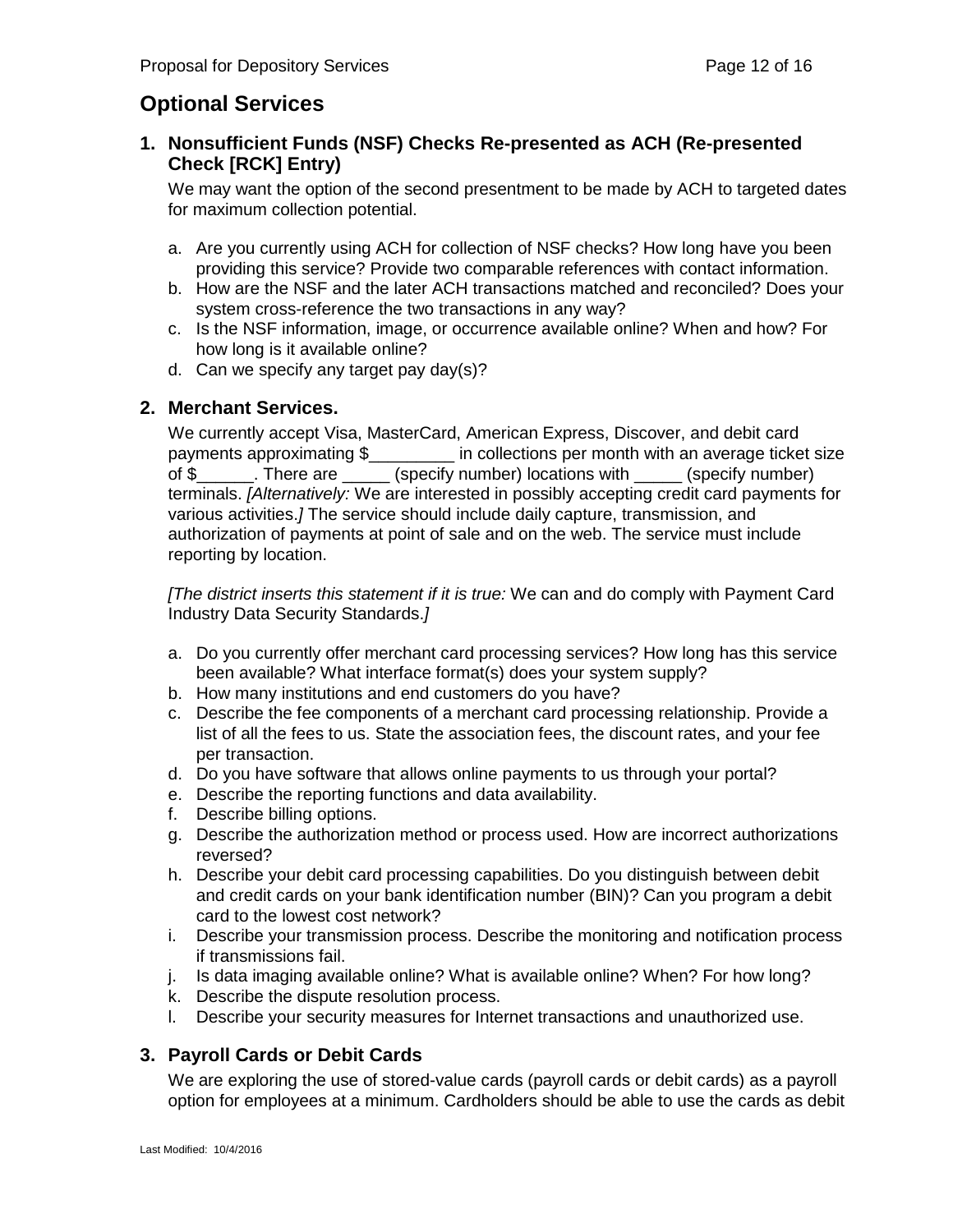## Optional Services

### 1. Nonsufficient Funds (NSF) Checks Re-presented as ACH (Re-presented Check [RCK] Entry)

We may want the option of the second presentment to be made by ACH to targeted dates for maximum collection potential.

a. Are you currently using ACH for collection of NSF checks? How long have you been providing this service? Provide two comparable references with contact information.
b. How are the NSF and the later ACH transactions matched and reconciled? Does your system cross-reference the two transactions in any way?
c. Is the NSF information, image, or occurrence available online? When and how? For how long is it available online?
d. Can we specify any target pay day(s)?

### 2. Merchant Services.

We currently accept Visa, MasterCard, American Express, Discover, and debit card payments approximating $_________ in collections per month with an average ticket size of $______. There are _____ (specify number) locations with _____ (specify number) terminals. *[Alternatively:* We are interested in possibly accepting credit card payments for various activities.*]* The service should include daily capture, transmission, and authorization of payments at point of sale and on the web. The service must include reporting by location.

*[The district inserts this statement if it is true:* We can and do comply with Payment Card Industry Data Security Standards.*]*

a. Do you currently offer merchant card processing services? How long has this service been available? What interface format(s) does your system supply?
b. How many institutions and end customers do you have?
c. Describe the fee components of a merchant card processing relationship. Provide a list of all the fees to us. State the association fees, the discount rates, and your fee per transaction.
d. Do you have software that allows online payments to us through your portal?
e. Describe the reporting functions and data availability.
f. Describe billing options.
g. Describe the authorization method or process used. How are incorrect authorizations reversed?
h. Describe your debit card processing capabilities. Do you distinguish between debit and credit cards on your bank identification number (BIN)? Can you program a debit card to the lowest cost network?
i. Describe your transmission process. Describe the monitoring and notification process if transmissions fail.
j. Is data imaging available online? What is available online? When? For how long?
k. Describe the dispute resolution process.
l. Describe your security measures for Internet transactions and unauthorized use.

### 3. Payroll Cards or Debit Cards

We are exploring the use of stored-value cards (payroll cards or debit cards) as a payroll option for employees at a minimum. Cardholders should be able to use the cards as debit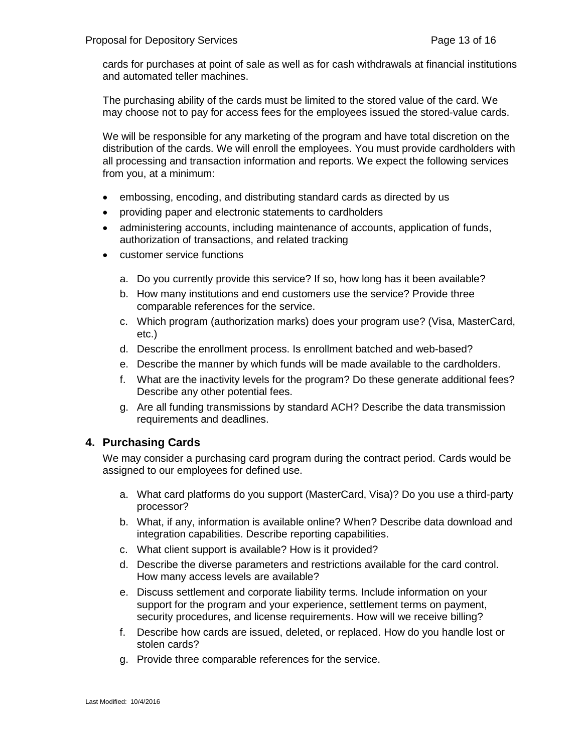cards for purchases at point of sale as well as for cash withdrawals at financial institutions and automated teller machines.

The purchasing ability of the cards must be limited to the stored value of the card. We may choose not to pay for access fees for the employees issued the stored-value cards.

We will be responsible for any marketing of the program and have total discretion on the distribution of the cards. We will enroll the employees. You must provide cardholders with all processing and transaction information and reports. We expect the following services from you, at a minimum:

- embossing, encoding, and distributing standard cards as directed by us
- providing paper and electronic statements to cardholders
- administering accounts, including maintenance of accounts, application of funds, authorization of transactions, and related tracking
- customer service functions

  a. Do you currently provide this service? If so, how long has it been available?
  b. How many institutions and end customers use the service? Provide three comparable references for the service.
  c. Which program (authorization marks) does your program use? (Visa, MasterCard, etc.)
  d. Describe the enrollment process. Is enrollment batched and web-based?
  e. Describe the manner by which funds will be made available to the cardholders.
  f. What are the inactivity levels for the program? Do these generate additional fees? Describe any other potential fees.
  g. Are all funding transmissions by standard ACH? Describe the data transmission requirements and deadlines.

## 4. Purchasing Cards

We may consider a purchasing card program during the contract period. Cards would be assigned to our employees for defined use.

a. What card platforms do you support (MasterCard, Visa)? Do you use a third-party processor?
b. What, if any, information is available online? When? Describe data download and integration capabilities. Describe reporting capabilities.
c. What client support is available? How is it provided?
d. Describe the diverse parameters and restrictions available for the card control. How many access levels are available?
e. Discuss settlement and corporate liability terms. Include information on your support for the program and your experience, settlement terms on payment, security procedures, and license requirements. How will we receive billing?
f. Describe how cards are issued, deleted, or replaced. How do you handle lost or stolen cards?
g. Provide three comparable references for the service.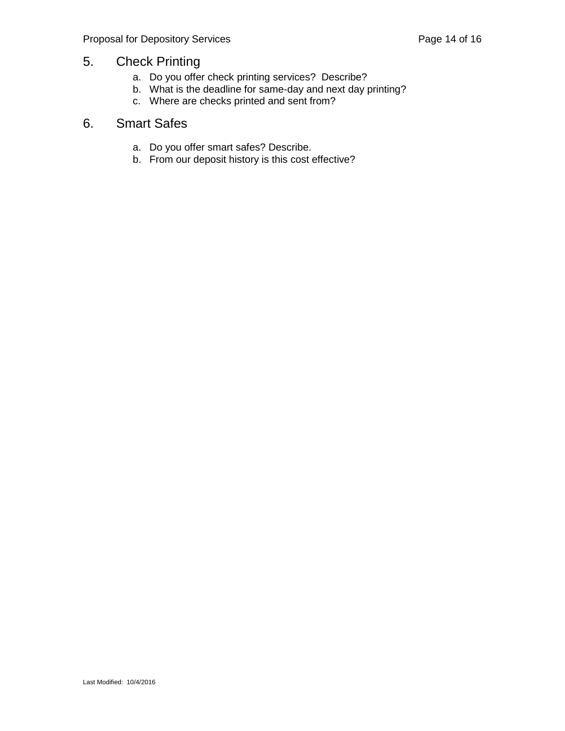## 5. Check Printing

a. Do you offer check printing services? Describe?
b. What is the deadline for same-day and next day printing?
c. Where are checks printed and sent from?

## 6. Smart Safes

a. Do you offer smart safes? Describe.
b. From our deposit history is this cost effective?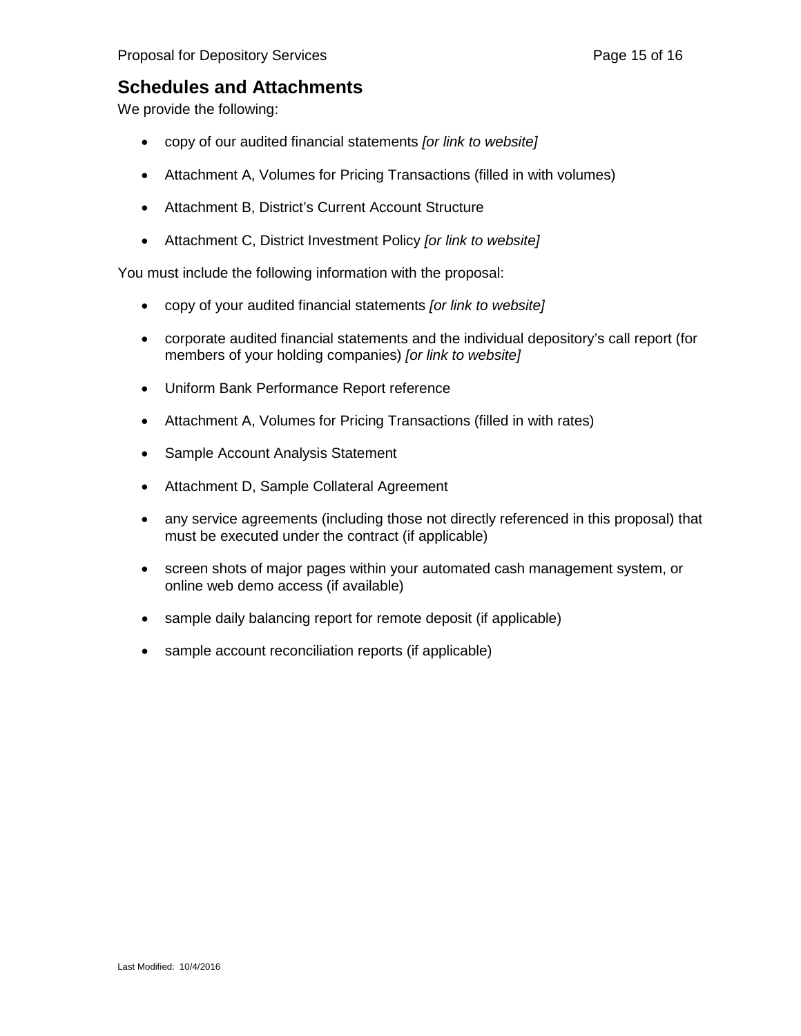## Schedules and Attachments

We provide the following:

- copy of our audited financial statements *[or link to website]*
- Attachment A, Volumes for Pricing Transactions (filled in with volumes)
- Attachment B, District's Current Account Structure
- Attachment C, District Investment Policy *[or link to website]*

You must include the following information with the proposal:

- copy of your audited financial statements *[or link to website]*
- corporate audited financial statements and the individual depository's call report (for members of your holding companies) *[or link to website]*
- Uniform Bank Performance Report reference
- Attachment A, Volumes for Pricing Transactions (filled in with rates)
- Sample Account Analysis Statement
- Attachment D, Sample Collateral Agreement
- any service agreements (including those not directly referenced in this proposal) that must be executed under the contract (if applicable)
- screen shots of major pages within your automated cash management system, or online web demo access (if available)
- sample daily balancing report for remote deposit (if applicable)
- sample account reconciliation reports (if applicable)

Last Modified: 10/4/2016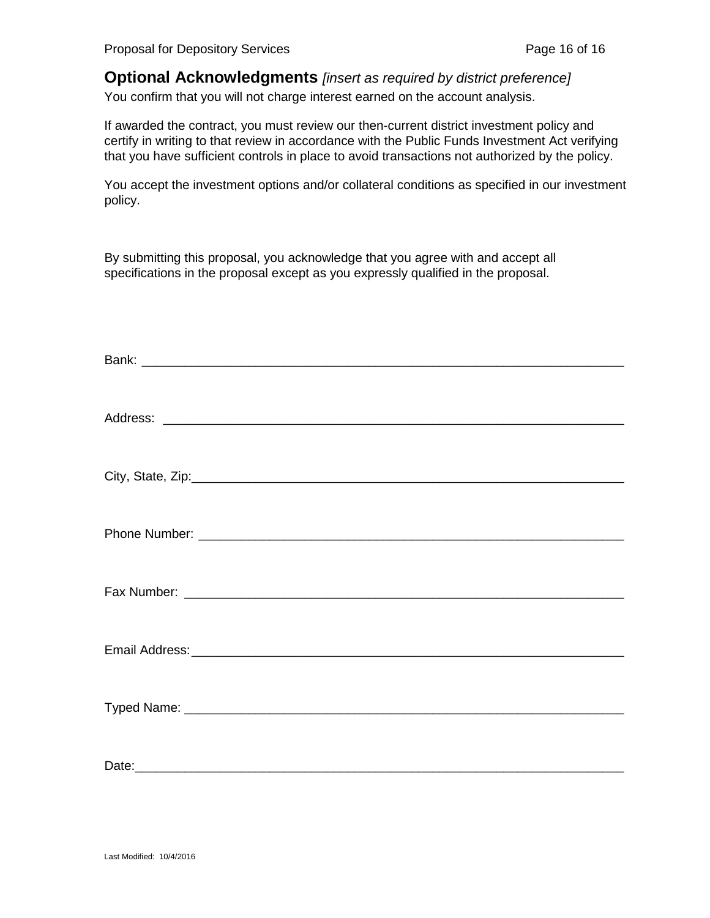## **Optional Acknowledgments** *[insert as required by district preference]*

You confirm that you will not charge interest earned on the account analysis.

If awarded the contract, you must review our then-current district investment policy and certify in writing to that review in accordance with the Public Funds Investment Act verifying that you have sufficient controls in place to avoid transactions not authorized by the policy.

You accept the investment options and/or collateral conditions as specified in our investment policy.

By submitting this proposal, you acknowledge that you agree with and accept all specifications in the proposal except as you expressly qualified in the proposal.

Bank: ______________________________________________________________________

Address: ___________________________________________________________________

City, State, Zip:______________________________________________________________

Phone Number: ______________________________________________________________

Fax Number: ________________________________________________________________

Email Address:_______________________________________________________________

Typed Name: ________________________________________________________________

Date:_______________________________________________________________________

Last Modified: 10/4/2016